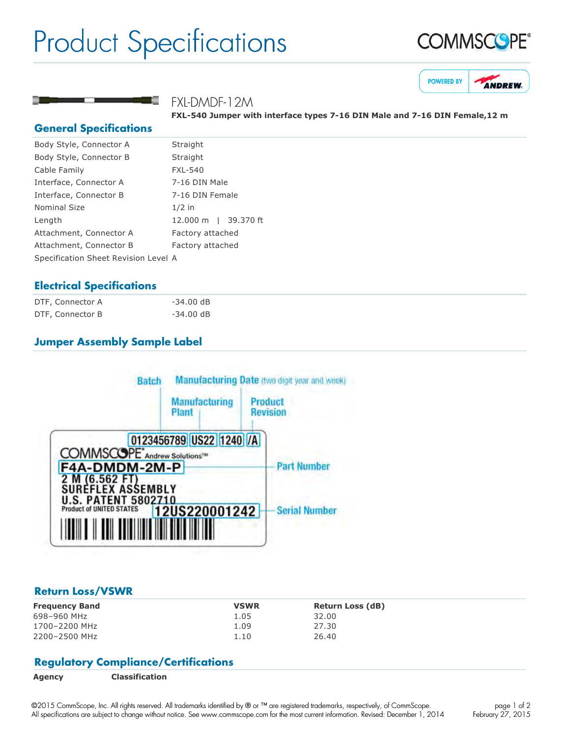# Product Specifications

## FXL-DMDF-12M

**FXL-540 Jumper with interface types 7-16 DIN Male and 7-16 DIN Female,12 m**

## General Specifications

| | |
|---|---|
| Body Style, Connector A | Straight |
| Body Style, Connector B | Straight |
| Cable Family | FXL-540 |
| Interface, Connector A | 7-16 DIN Male |
| Interface, Connector B | 7-16 DIN Female |
| Nominal Size | 1/2 in |
| Length | 12.000 m \| 39.370 ft |
| Attachment, Connector A | Factory attached |
| Attachment, Connector B | Factory attached |
| Specification Sheet Revision Level | A |

## Electrical Specifications

| | |
|---|---|
| DTF, Connector A | -34.00 dB |
| DTF, Connector B | -34.00 dB |

## Jumper Assembly Sample Label

Batch — Manufacturing Date (two digit year and week) — Manufacturing Plant — Product Revision

0123456789 | US22 | 1240 | /A

COMMSCOPE® Andrew Solutions™

F4A-DMDM-2M-P — Part Number

2 M (6.562 FT)
SUREFLEX ASSEMBLY
U.S. PATENT 5802710
Product of UNITED STATES

12US220001242 — Serial Number

## Return Loss/VSWR

| Frequency Band | VSWR | Return Loss (dB) |
|---|---|---|
| 698–960 MHz | 1.05 | 32.00 |
| 1700–2200 MHz | 1.09 | 27.30 |
| 2200–2500 MHz | 1.10 | 26.40 |

## Regulatory Compliance/Certifications

| Agency | Classification |
|---|---|

©2015 CommScope, Inc. All rights reserved. All trademarks identified by ® or ™ are registered trademarks, respectively, of CommScope.
All specifications are subject to change without notice. See www.commscope.com for the most current information. Revised: December 1, 2014

February 27, 2015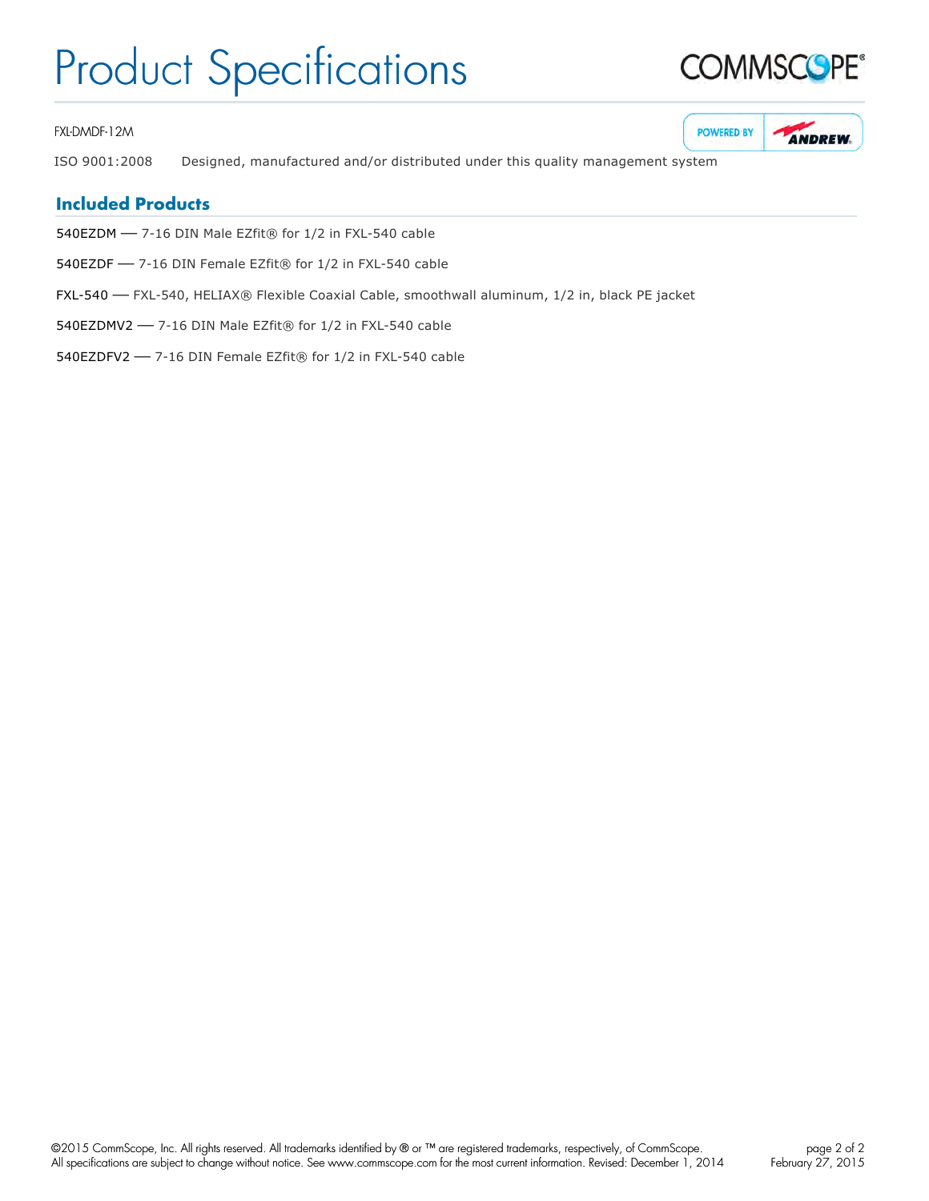FXL-DMDF-12M

ISO 9001:2008 Designed, manufactured and/or distributed under this quality management system

## Included Products

540EZDM — 7-16 DIN Male EZfit® for 1/2 in FXL-540 cable

540EZDF — 7-16 DIN Female EZfit® for 1/2 in FXL-540 cable

FXL-540 — FXL-540, HELIAX® Flexible Coaxial Cable, smoothwall aluminum, 1/2 in, black PE jacket

540EZDMV2 — 7-16 DIN Male EZfit® for 1/2 in FXL-540 cable

540EZDFV2 — 7-16 DIN Female EZfit® for 1/2 in FXL-540 cable

©2015 CommScope, Inc. All rights reserved. All trademarks identified by ® or ™ are registered trademarks, respectively, of CommScope.
All specifications are subject to change without notice. See www.commscope.com for the most current information. Revised: December 1, 2014

February 27, 2015